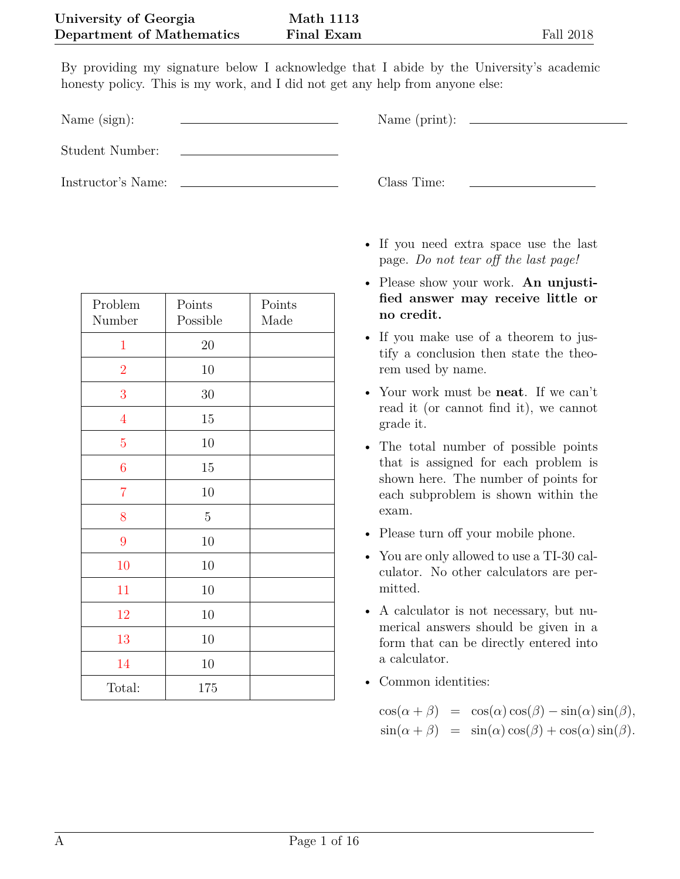**University of Georgia** **Math 1113** Fall 2018
**Department of Mathematics** **Final Exam**

By providing my signature below I acknowledge that I abide by the University's academic honesty policy. This is my work, and I did not get any help from anyone else:

Name (sign): \_\_\_\_\_\_\_\_\_\_\_\_\_\_\_\_\_\_\_\_ Name (print): \_\_\_\_\_\_\_\_\_\_\_\_\_\_\_\_\_\_\_\_

Student Number: \_\_\_\_\_\_\_\_\_\_\_\_\_\_\_\_\_\_\_\_

Instructor's Name: \_\_\_\_\_\_\_\_\_\_\_\_\_\_\_\_\_\_\_\_ Class Time: \_\_\_\_\_\_\_\_\_\_\_\_\_\_\_\_

| Problem Number | Points Possible | Points Made |
|---|---|---|
| 1 | 20 | |
| 2 | 10 | |
| 3 | 30 | |
| 4 | 15 | |
| 5 | 10 | |
| 6 | 15 | |
| 7 | 10 | |
| 8 | 5 | |
| 9 | 10 | |
| 10 | 10 | |
| 11 | 10 | |
| 12 | 10 | |
| 13 | 10 | |
| 14 | 10 | |
| Total: | 175 | |

- If you need extra space use the last page. *Do not tear off the last page!*
- Please show your work. **An unjustified answer may receive little or no credit.**
- If you make use of a theorem to justify a conclusion then state the theorem used by name.
- Your work must be **neat**. If we can't read it (or cannot find it), we cannot grade it.
- The total number of possible points that is assigned for each problem is shown here. The number of points for each subproblem is shown within the exam.
- Please turn off your mobile phone.
- You are only allowed to use a TI-30 calculator. No other calculators are permitted.
- A calculator is not necessary, but numerical answers should be given in a form that can be directly entered into a calculator.
- Common identities:

$$\cos(\alpha+\beta) = \cos(\alpha)\cos(\beta) - \sin(\alpha)\sin(\beta),$$
$$\sin(\alpha+\beta) = \sin(\alpha)\cos(\beta) + \cos(\alpha)\sin(\beta).$$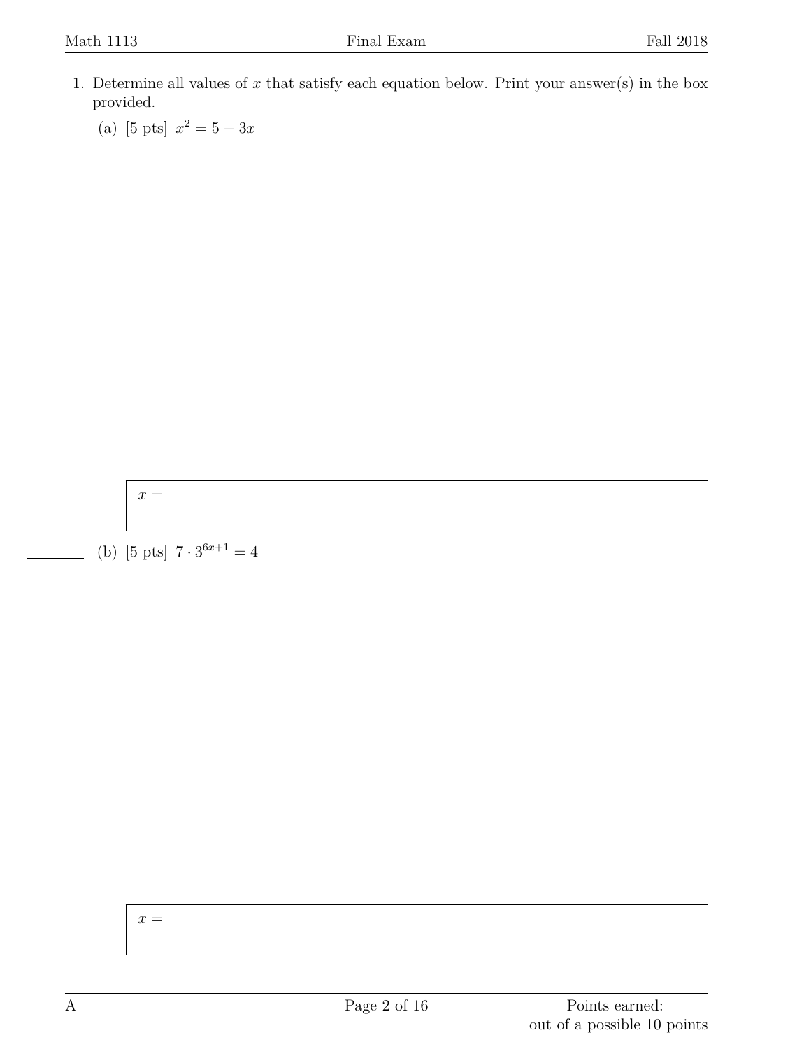1. Determine all values of $x$ that satisfy each equation below. Print your answer(s) in the box provided.

   (a) [5 pts] $x^2 = 5 - 3x$

   $x =$

   (b) [5 pts] $7 \cdot 3^{6x+1} = 4$

   $x =$

Points earned: ______ out of a possible 10 points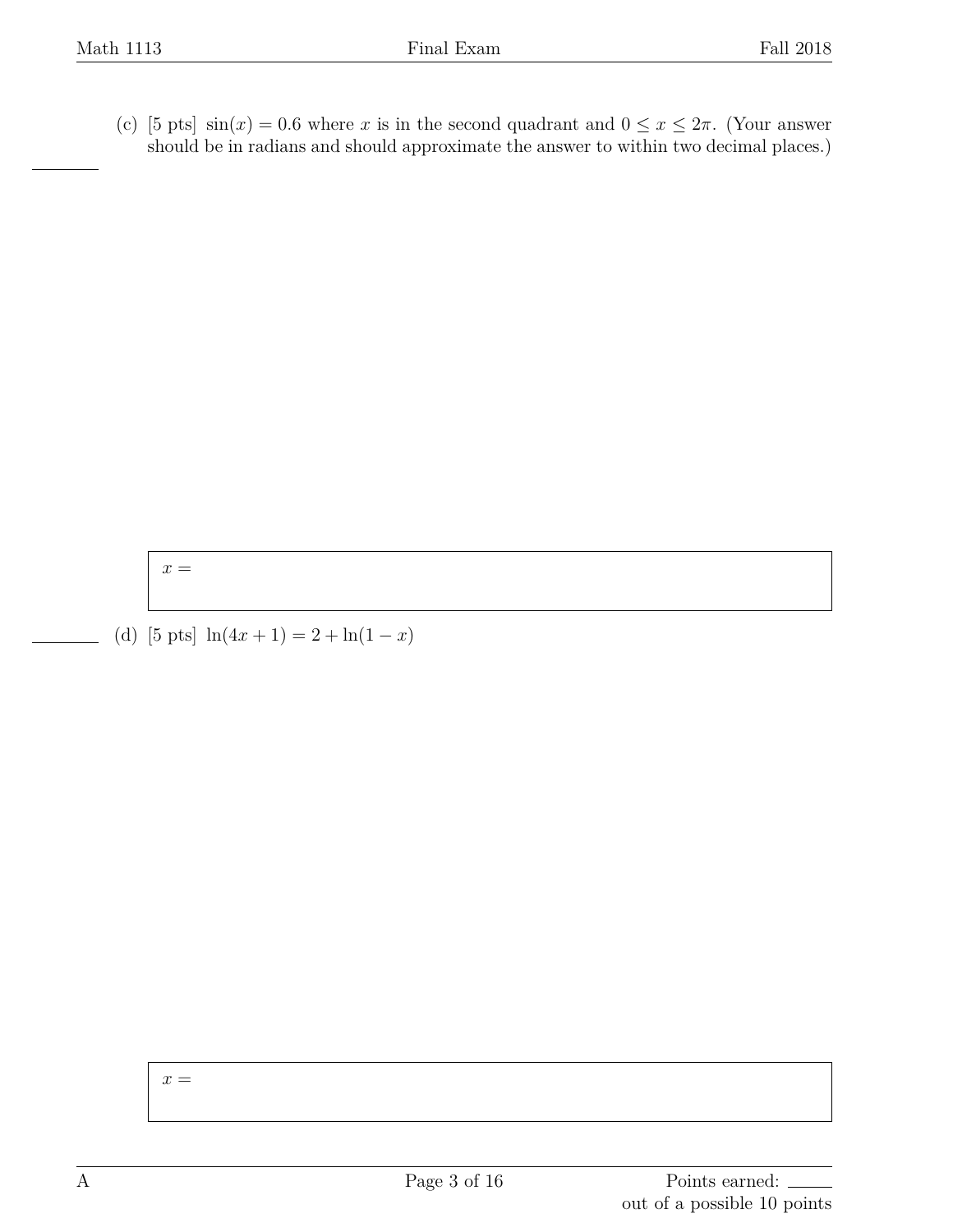(c) [5 pts] $\sin(x) = 0.6$ where $x$ is in the second quadrant and $0 \leq x \leq 2\pi$. (Your answer should be in radians and should approximate the answer to within two decimal places.)

$x =$

(d) [5 pts] $\ln(4x + 1) = 2 + \ln(1 - x)$

$x =$

Points earned: ______ out of a possible 10 points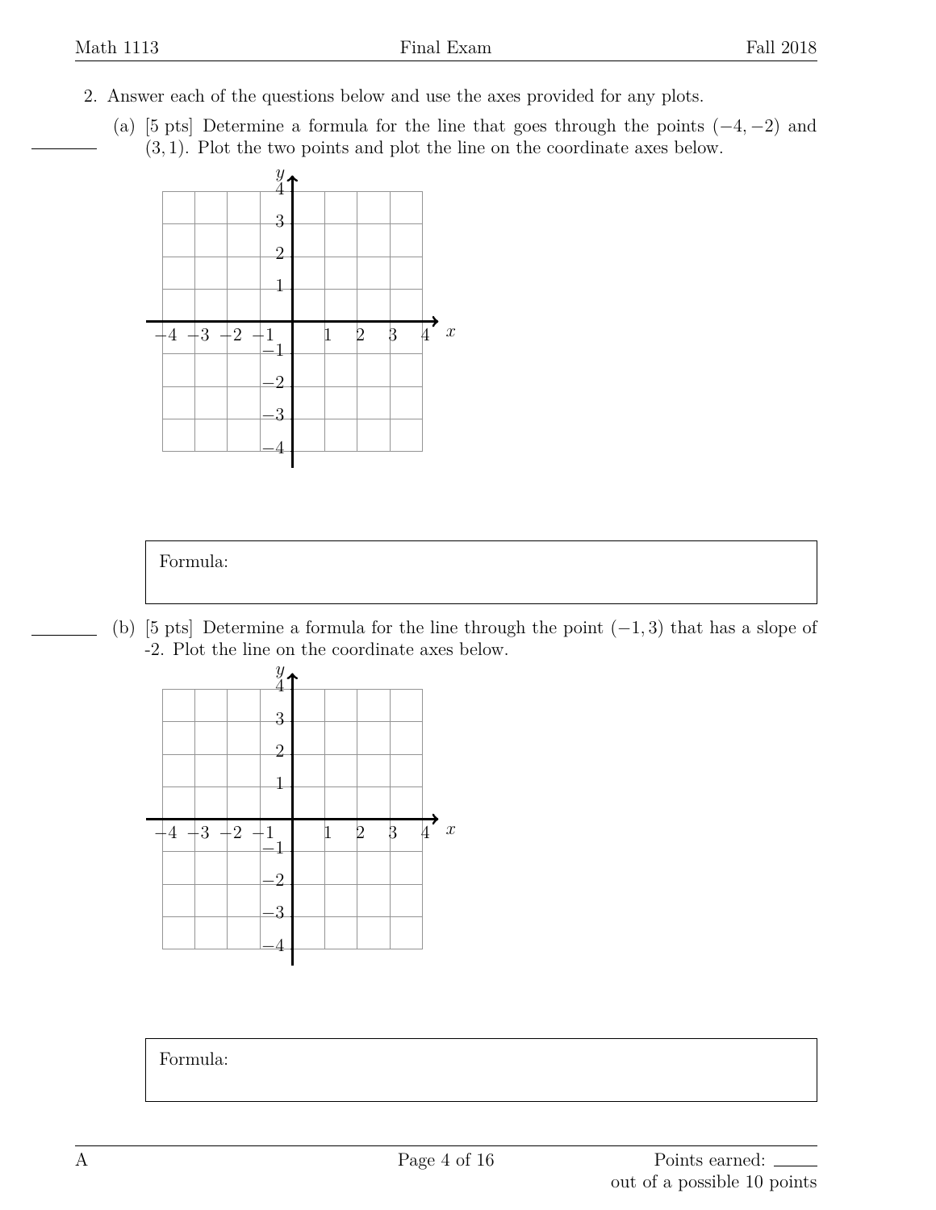2. Answer each of the questions below and use the axes provided for any plots.

   (a) [5 pts] Determine a formula for the line that goes through the points $(-4, -2)$ and $(3, 1)$. Plot the two points and plot the line on the coordinate axes below.

   Formula:

   (b) [5 pts] Determine a formula for the line through the point $(-1, 3)$ that has a slope of -2. Plot the line on the coordinate axes below.

   Formula:

Points earned: ______ out of a possible 10 points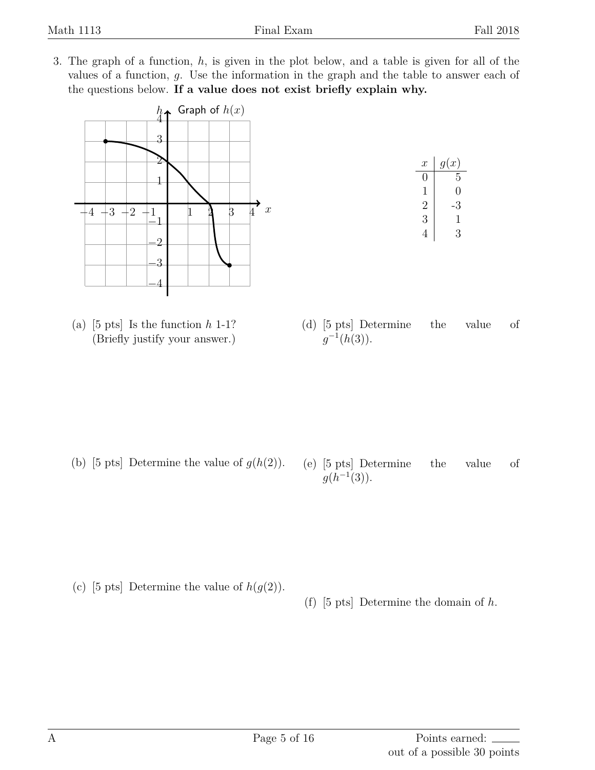3. The graph of a function, $h$, is given in the plot below, and a table is given for all of the values of a function, $g$. Use the information in the graph and the table to answer each of the questions below. **If a value does not exist briefly explain why.**

| $x$ | $g(x)$ |
|---|---|
| 0 | 5 |
| 1 | 0 |
| 2 | -3 |
| 3 | 1 |
| 4 | 3 |

(a) [5 pts] Is the function $h$ 1-1? (Briefly justify your answer.)

(b) [5 pts] Determine the value of $g(h(2))$.

(c) [5 pts] Determine the value of $h(g(2))$.

(d) [5 pts] Determine the value of $g^{-1}(h(3))$.

(e) [5 pts] Determine the value of $g(h^{-1}(3))$.

(f) [5 pts] Determine the domain of $h$.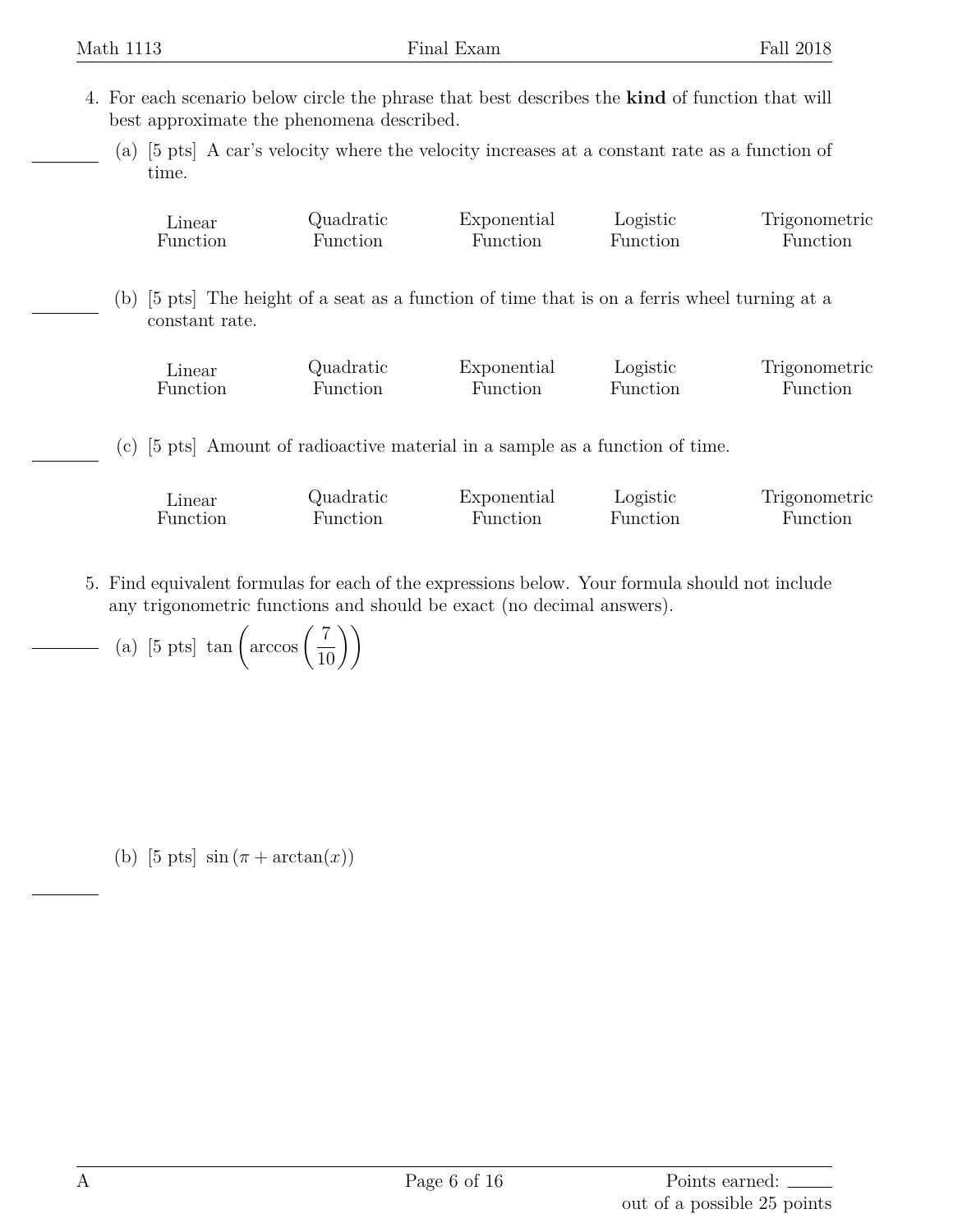4. For each scenario below circle the phrase that best describes the **kind** of function that will best approximate the phenomena described.

   (a) [5 pts] A car's velocity where the velocity increases at a constant rate as a function of time.

   Linear Function    Quadratic Function    Exponential Function    Logistic Function    Trigonometric Function

   (b) [5 pts] The height of a seat as a function of time that is on a ferris wheel turning at a constant rate.

   Linear Function    Quadratic Function    Exponential Function    Logistic Function    Trigonometric Function

   (c) [5 pts] Amount of radioactive material in a sample as a function of time.

   Linear Function    Quadratic Function    Exponential Function    Logistic Function    Trigonometric Function

5. Find equivalent formulas for each of the expressions below. Your formula should not include any trigonometric functions and should be exact (no decimal answers).

   (a) [5 pts] $\tan\left(\arccos\left(\frac{7}{10}\right)\right)$

   (b) [5 pts] $\sin\left(\pi + \arctan(x)\right)$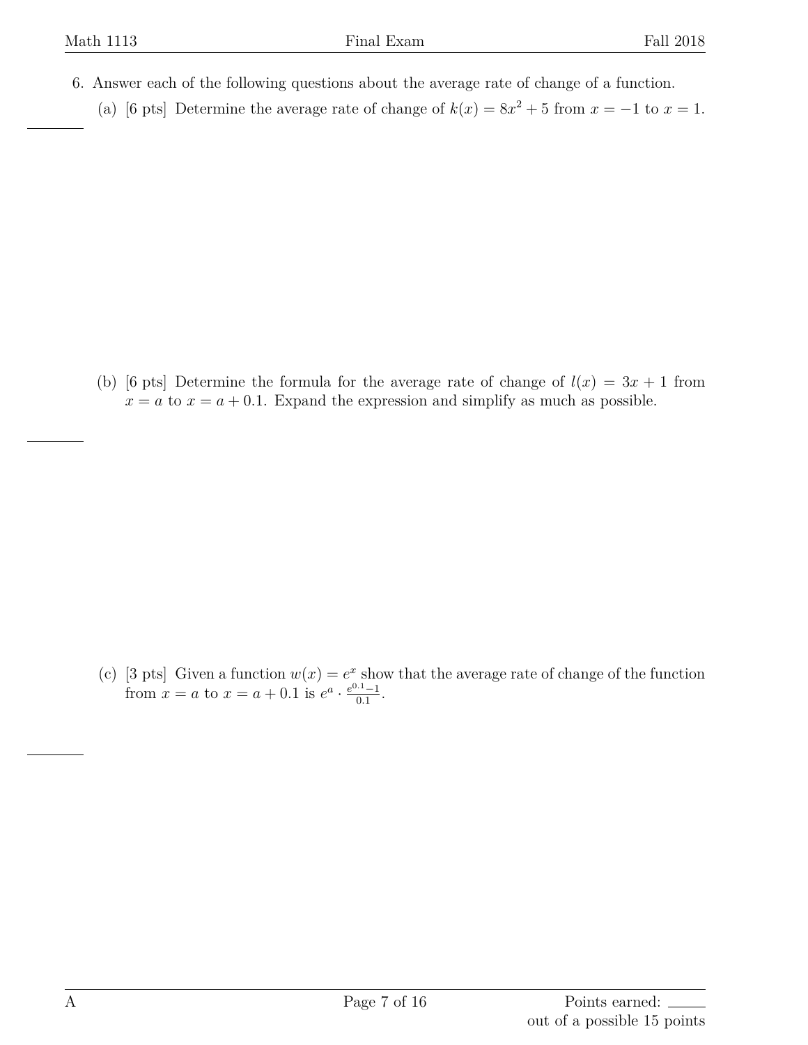6. Answer each of the following questions about the average rate of change of a function.

   (a) [6 pts] Determine the average rate of change of $k(x) = 8x^2 + 5$ from $x = -1$ to $x = 1$.

   (b) [6 pts] Determine the formula for the average rate of change of $l(x) = 3x + 1$ from $x = a$ to $x = a + 0.1$. Expand the expression and simplify as much as possible.

   (c) [3 pts] Given a function $w(x) = e^x$ show that the average rate of change of the function from $x = a$ to $x = a + 0.1$ is $e^a \cdot \frac{e^{0.1}-1}{0.1}$.

Points earned: ______ out of a possible 15 points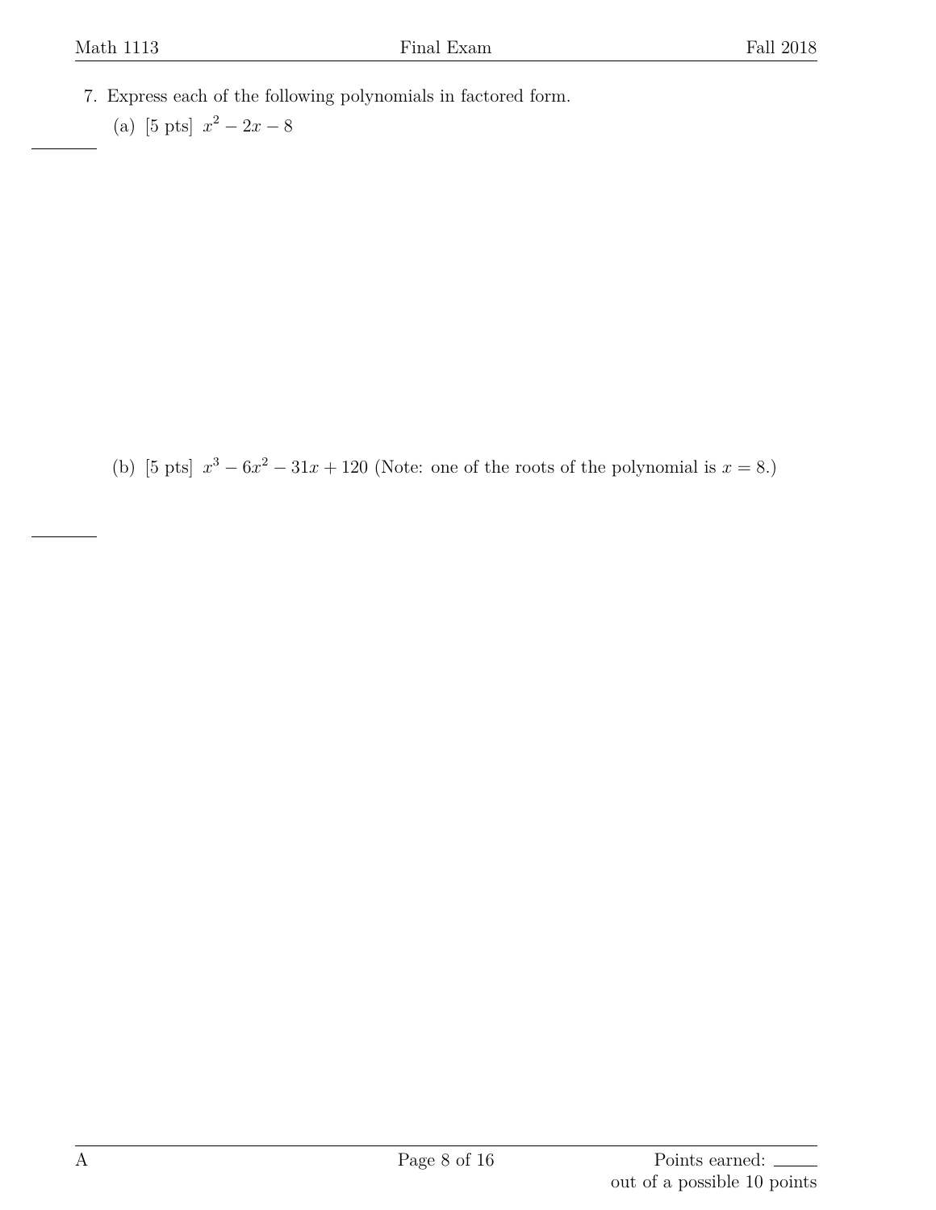7. Express each of the following polynomials in factored form.

   (a) [5 pts] $x^2 - 2x - 8$

   (b) [5 pts] $x^3 - 6x^2 - 31x + 120$ (Note: one of the roots of the polynomial is $x = 8$.)

Points earned: ______ out of a possible 10 points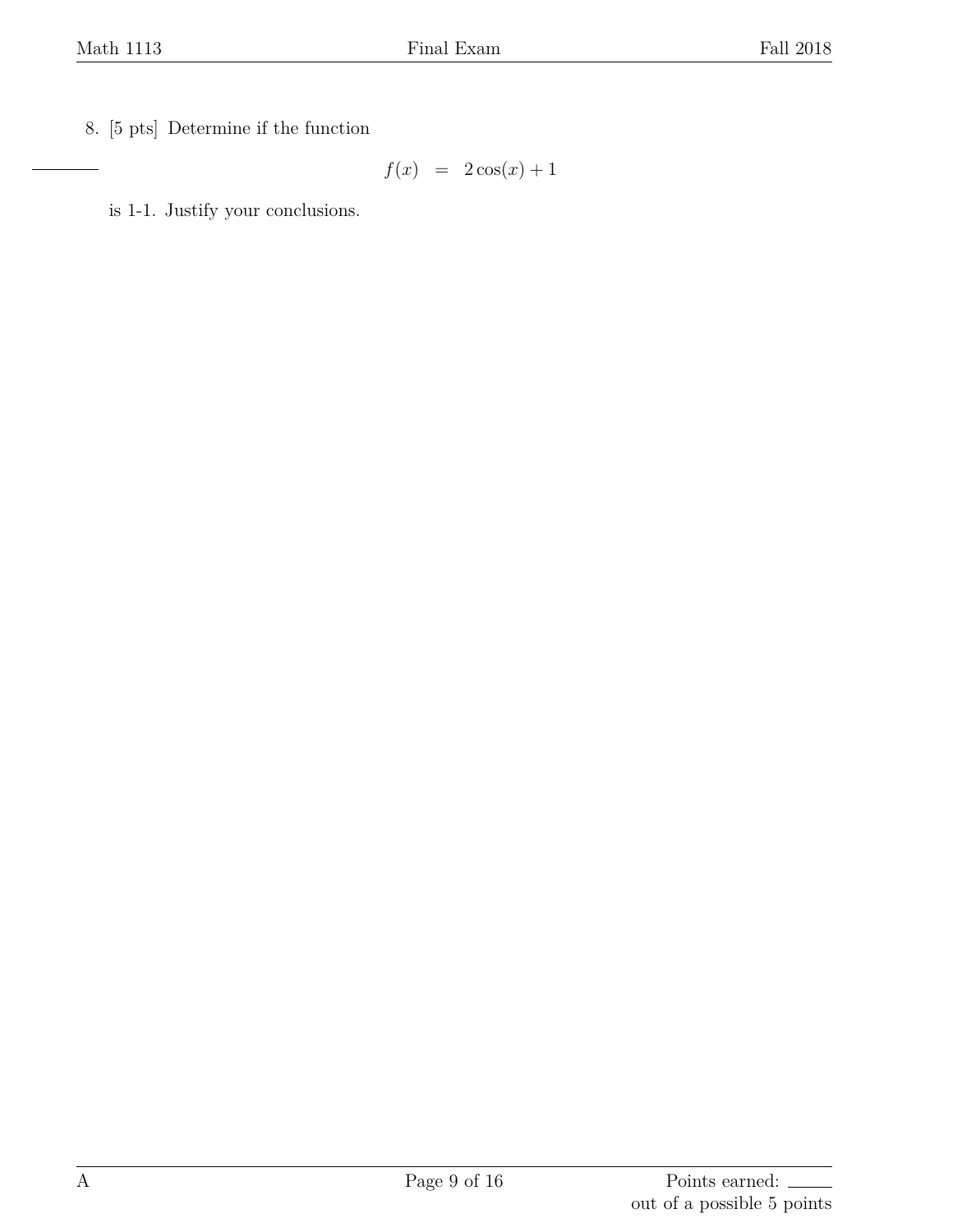8. [5 pts] Determine if the function

$$f(x) \quad = \quad 2\cos(x) + 1$$

is 1-1. Justify your conclusions.

Points earned: ______
out of a possible 5 points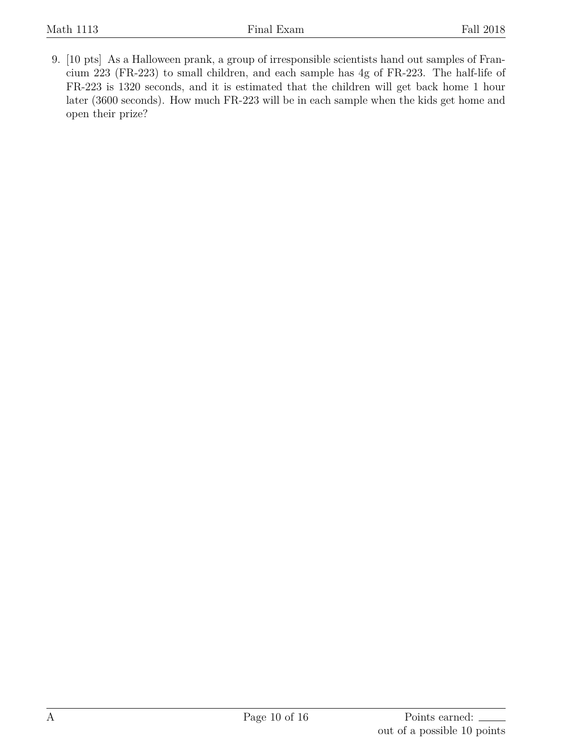9. [10 pts] As a Halloween prank, a group of irresponsible scientists hand out samples of Francium 223 (FR-223) to small children, and each sample has 4g of FR-223. The half-life of FR-223 is 1320 seconds, and it is estimated that the children will get back home 1 hour later (3600 seconds). How much FR-223 will be in each sample when the kids get home and open their prize?

Points earned: ____ out of a possible 10 points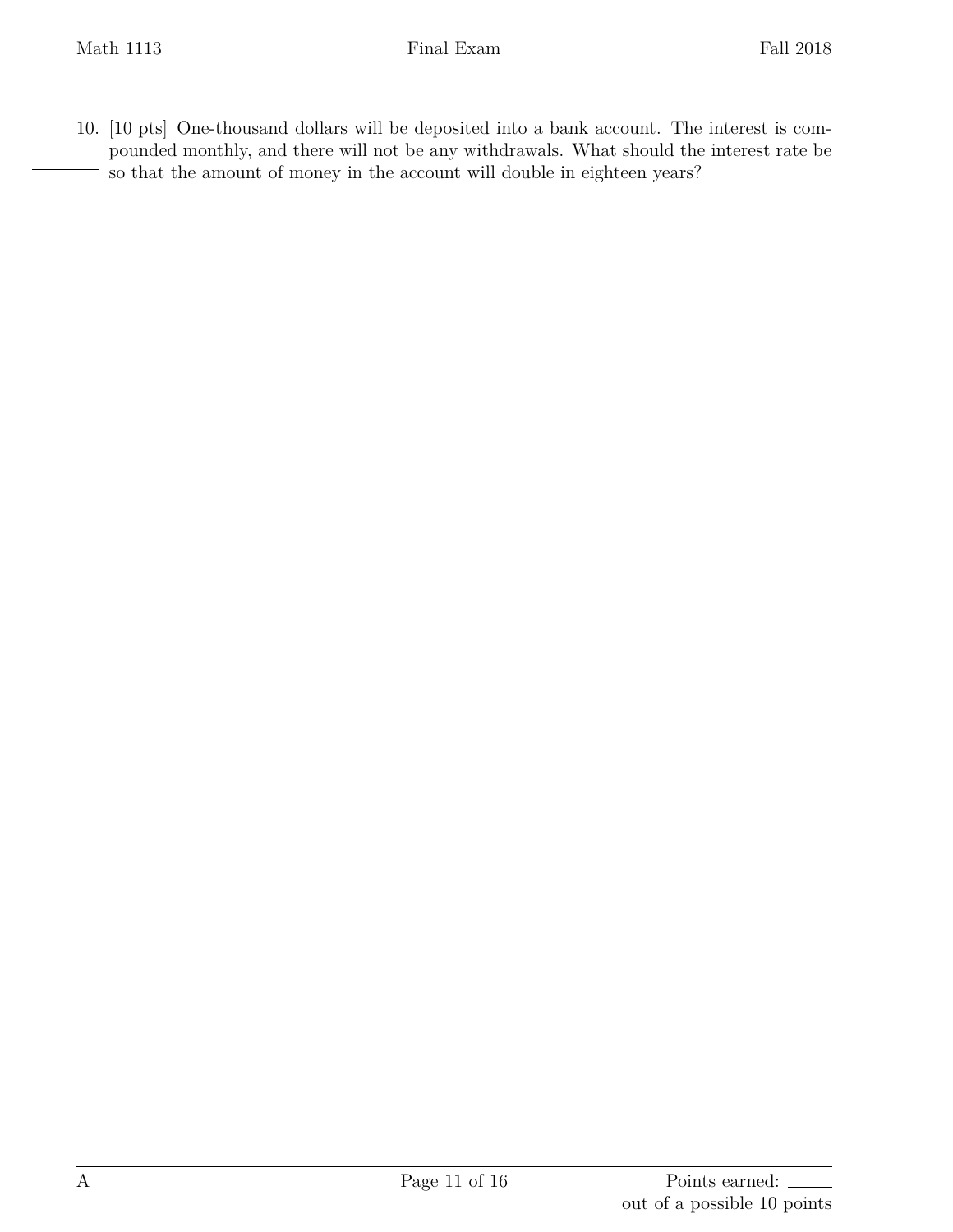10. [10 pts] One-thousand dollars will be deposited into a bank account. The interest is compounded monthly, and there will not be any withdrawals. What should the interest rate be so that the amount of money in the account will double in eighteen years?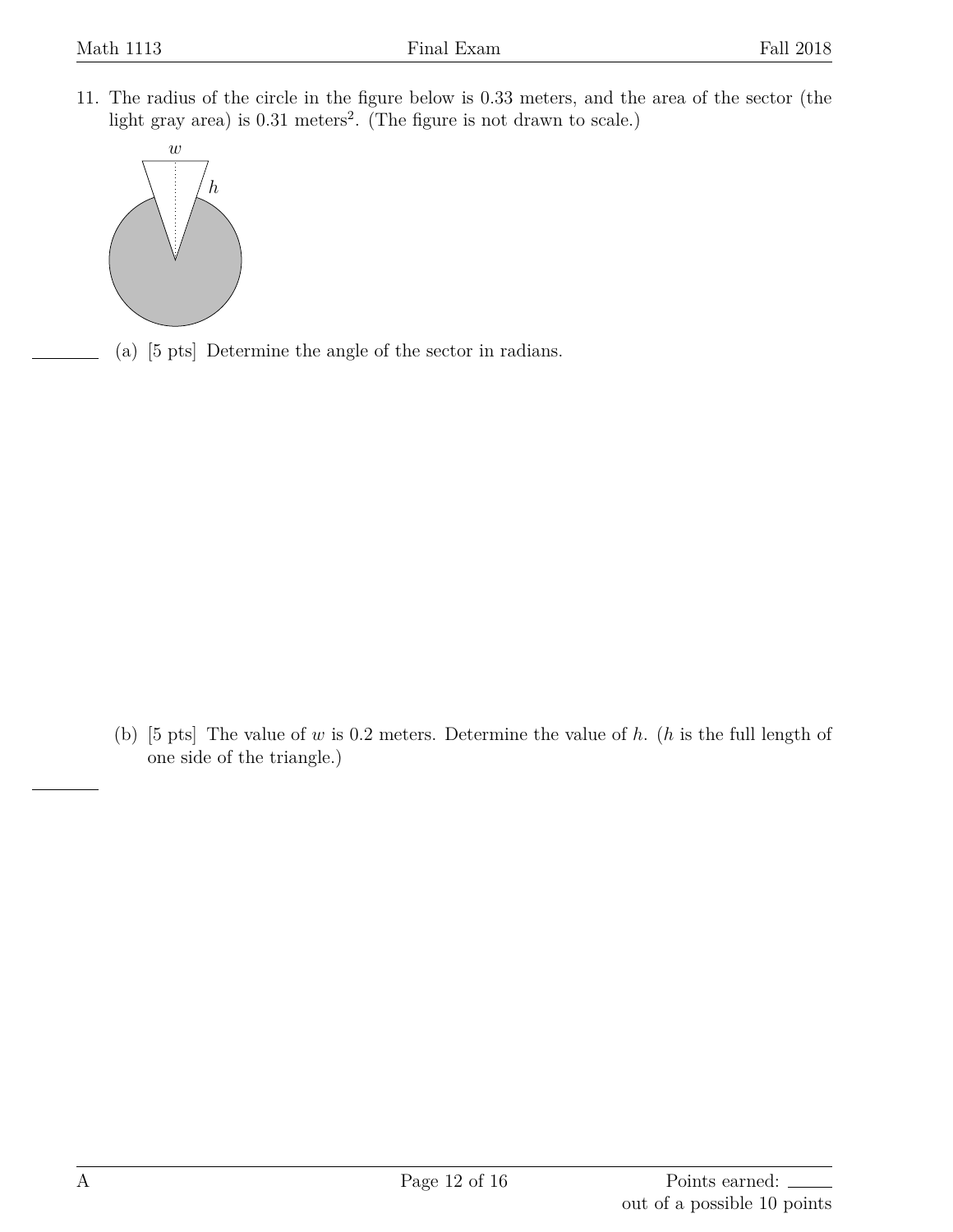11. The radius of the circle in the figure below is 0.33 meters, and the area of the sector (the light gray area) is 0.31 meters$^2$. (The figure is not drawn to scale.)

(a) [5 pts] Determine the angle of the sector in radians.

(b) [5 pts] The value of $w$ is 0.2 meters. Determine the value of $h$. ($h$ is the full length of one side of the triangle.)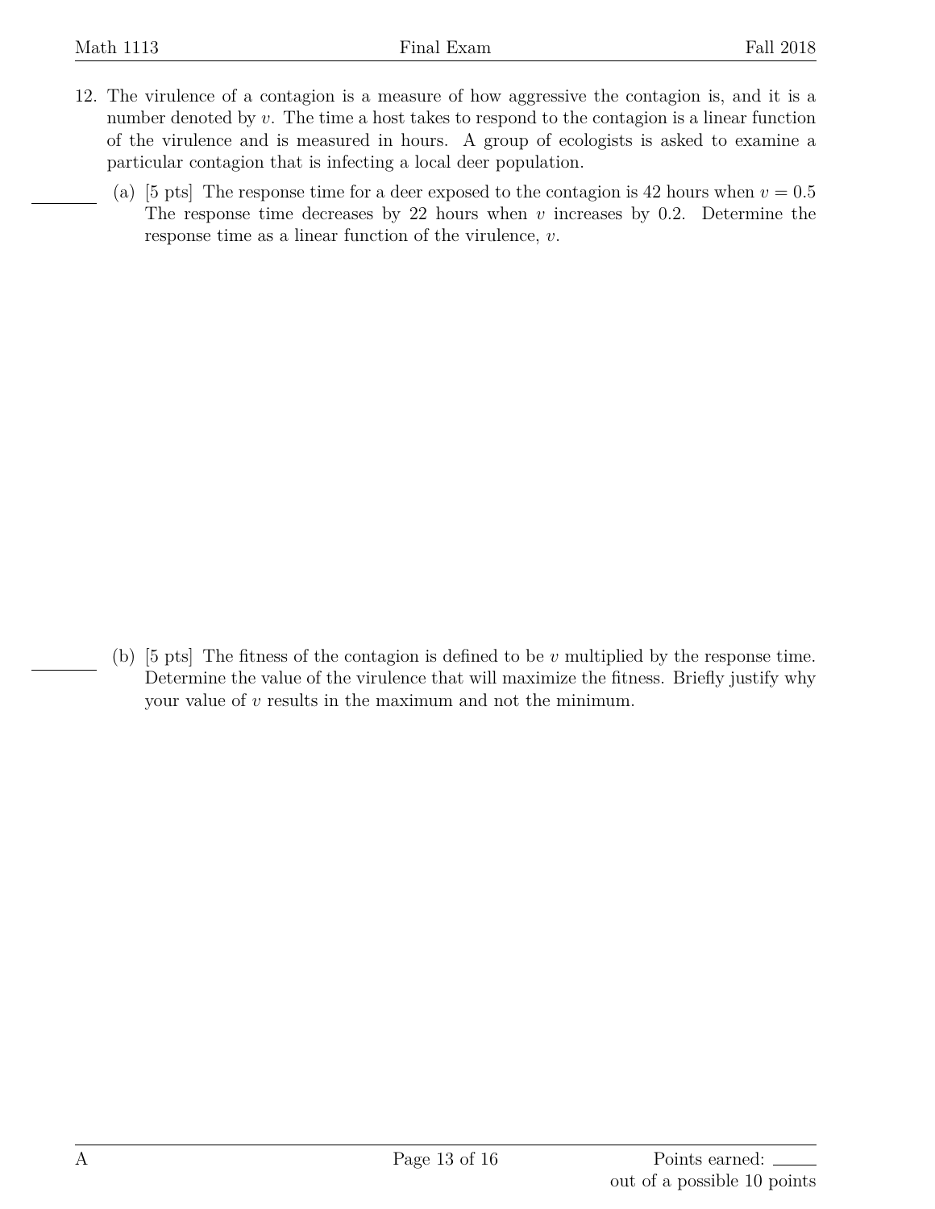12. The virulence of a contagion is a measure of how aggressive the contagion is, and it is a number denoted by $v$. The time a host takes to respond to the contagion is a linear function of the virulence and is measured in hours. A group of ecologists is asked to examine a particular contagion that is infecting a local deer population.

    (a) [5 pts] The response time for a deer exposed to the contagion is 42 hours when $v = 0.5$ The response time decreases by 22 hours when $v$ increases by 0.2. Determine the response time as a linear function of the virulence, $v$.

    (b) [5 pts] The fitness of the contagion is defined to be $v$ multiplied by the response time. Determine the value of the virulence that will maximize the fitness. Briefly justify why your value of $v$ results in the maximum and not the minimum.

A

Points earned: \_\_\_\_\_ out of a possible 10 points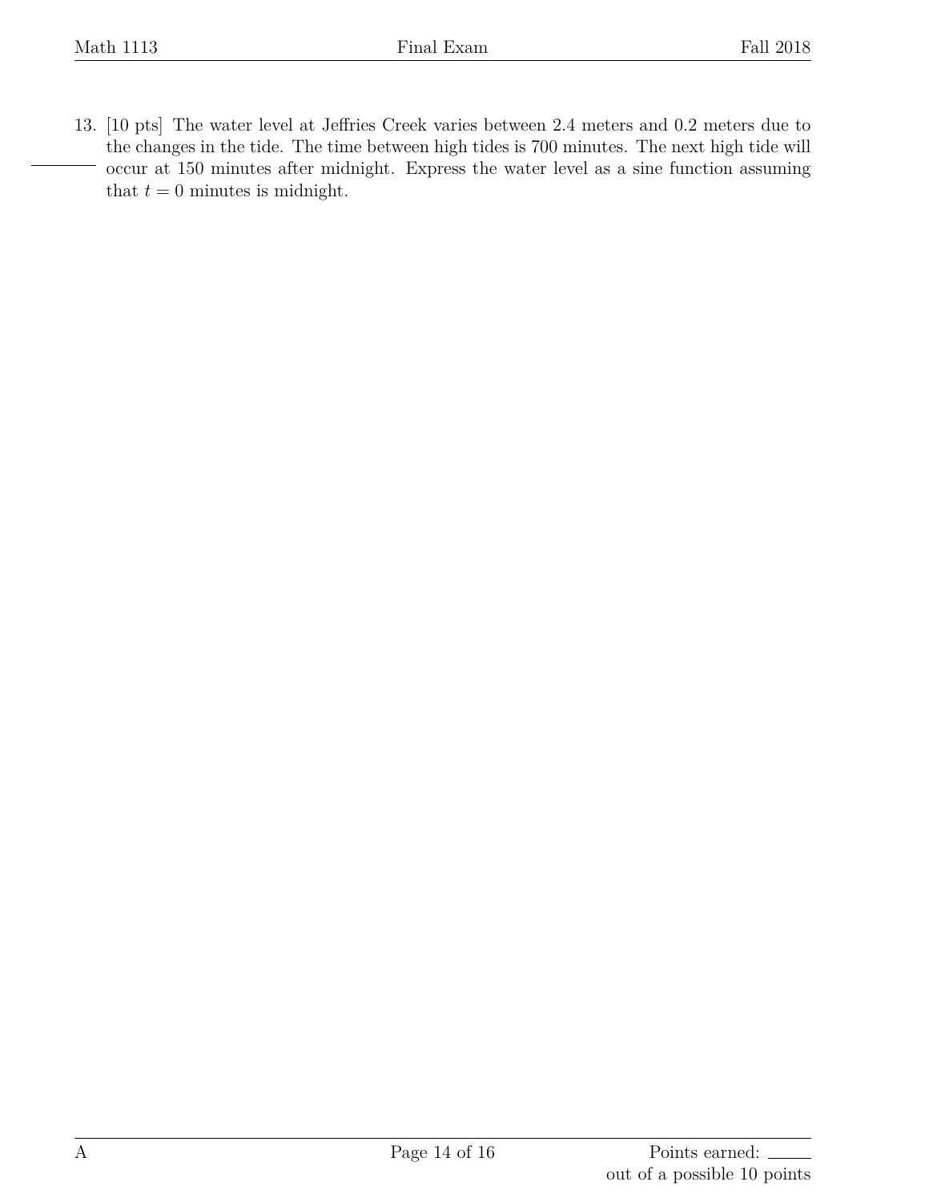13. [10 pts] The water level at Jeffries Creek varies between 2.4 meters and 0.2 meters due to the changes in the tide. The time between high tides is 700 minutes. The next high tide will occur at 150 minutes after midnight. Express the water level as a sine function assuming that $t = 0$ minutes is midnight.

Points earned: ______ out of a possible 10 points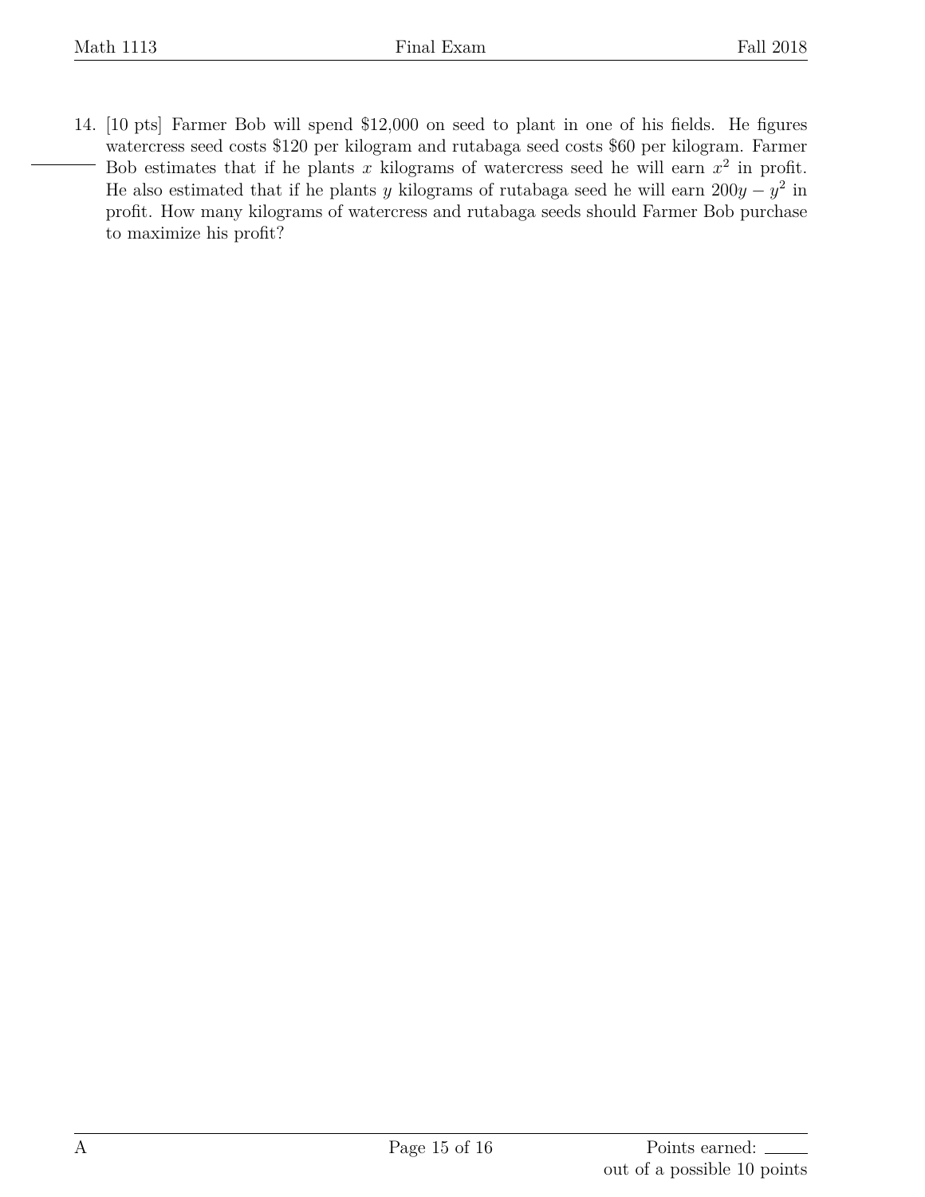14. [10 pts] Farmer Bob will spend $12,000 on seed to plant in one of his fields. He figures watercress seed costs $120 per kilogram and rutabaga seed costs $60 per kilogram. Farmer Bob estimates that if he plants $x$ kilograms of watercress seed he will earn $x^2$ in profit. He also estimated that if he plants $y$ kilograms of rutabaga seed he will earn $200y - y^2$ in profit. How many kilograms of watercress and rutabaga seeds should Farmer Bob purchase to maximize his profit?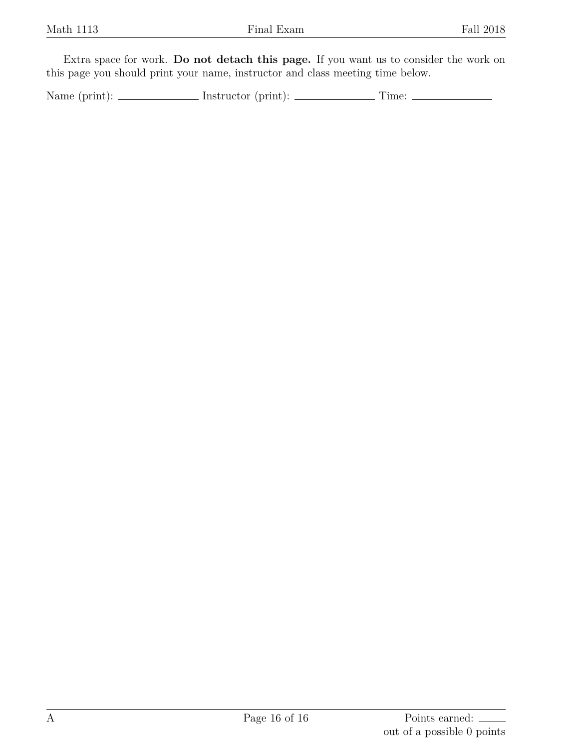Extra space for work. **Do not detach this page.** If you want us to consider the work on this page you should print your name, instructor and class meeting time below.

Name (print): \_\_\_\_\_\_\_\_\_\_\_\_ Instructor (print): \_\_\_\_\_\_\_\_\_\_\_\_ Time: \_\_\_\_\_\_\_\_\_\_\_\_

Points earned: \_\_\_\_\_ out of a possible 0 points